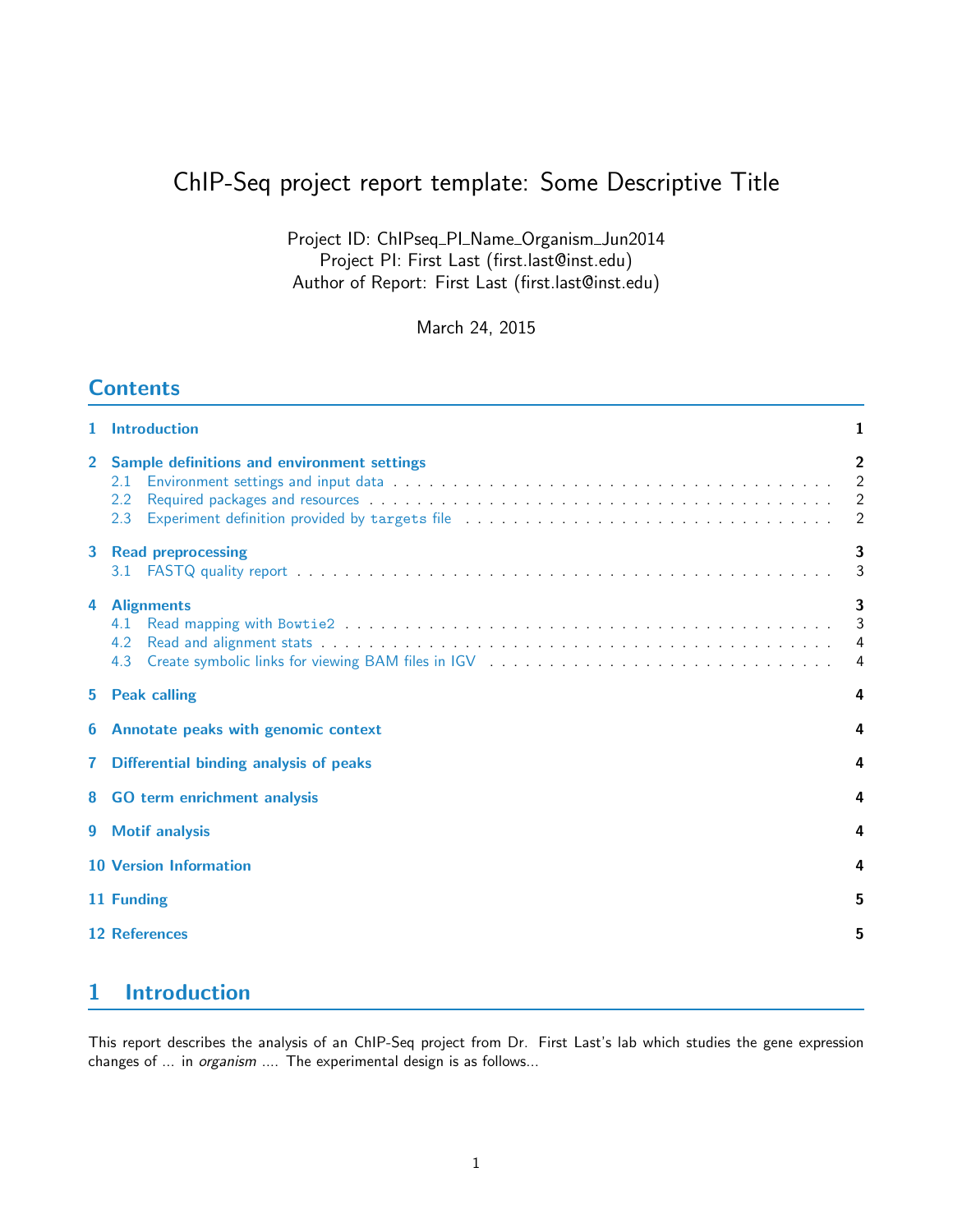# ChIP-Seq project report template: Some Descriptive Title

Project ID: ChIPseq_PI_Name_Organism_Jun2014
Project PI: First Last (first.last@inst.edu)
Author of Report: First Last (first.last@inst.edu)

March 24, 2015

## Contents

1 Introduction — 1

2 Sample definitions and environment settings — 2
- 2.1 Environment settings and input data — 2
- 2.2 Required packages and resources — 2
- 2.3 Experiment definition provided by `targets` file — 2

3 Read preprocessing — 3
- 3.1 FASTQ quality report — 3

4 Alignments — 3
- 4.1 Read mapping with `Bowtie2` — 3
- 4.2 Read and alignment stats — 4
- 4.3 Create symbolic links for viewing BAM files in IGV — 4

5 Peak calling — 4

6 Annotate peaks with genomic context — 4

7 Differential binding analysis of peaks — 4

8 GO term enrichment analysis — 4

9 Motif analysis — 4

10 Version Information — 4

11 Funding — 5

12 References — 5

## 1 Introduction

This report describes the analysis of an ChIP-Seq project from Dr. First Last's lab which studies the gene expression changes of ... in *organism* .... The experimental design is as follows...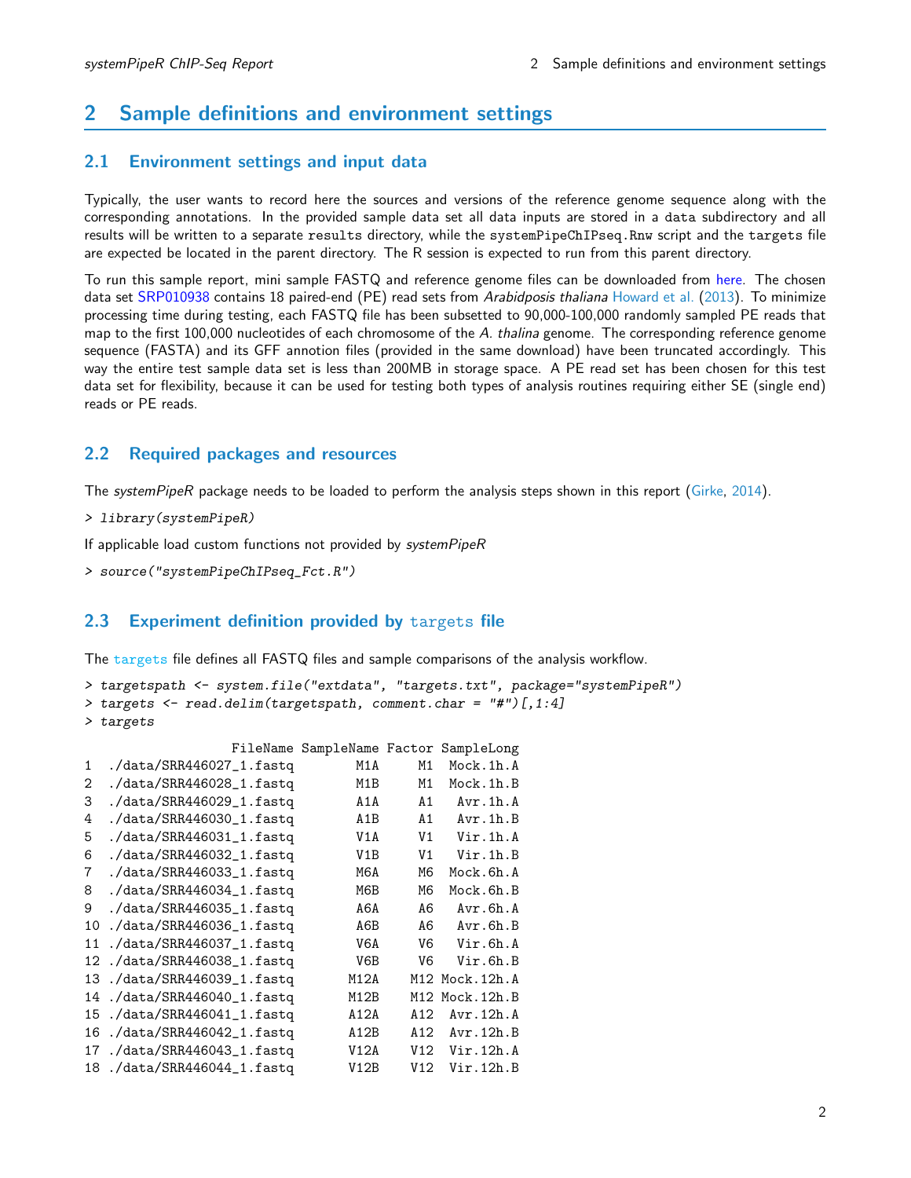## 2 Sample definitions and environment settings

### 2.1 Environment settings and input data

Typically, the user wants to record here the sources and versions of the reference genome sequence along with the corresponding annotations. In the provided sample data set all data inputs are stored in a `data` subdirectory and all results will be written to a separate `results` directory, while the `systemPipeChIPseq.Rnw` script and the `targets` file are expected be located in the parent directory. The R session is expected to run from this parent directory.

To run this sample report, mini sample FASTQ and reference genome files can be downloaded from here. The chosen data set SRP010938 contains 18 paired-end (PE) read sets from *Arabidposis thaliana* Howard et al. (2013). To minimize processing time during testing, each FASTQ file has been subsetted to 90,000-100,000 randomly sampled PE reads that map to the first 100,000 nucleotides of each chromosome of the *A. thalina* genome. The corresponding reference genome sequence (FASTA) and its GFF annotion files (provided in the same download) have been truncated accordingly. This way the entire test sample data set is less than 200MB in storage space. A PE read set has been chosen for this test data set for flexibility, because it can be used for testing both types of analysis routines requiring either SE (single end) reads or PE reads.

### 2.2 Required packages and resources

The *systemPipeR* package needs to be loaded to perform the analysis steps shown in this report (Girke, 2014).

```
> library(systemPipeR)
```

If applicable load custom functions not provided by *systemPipeR*

```
> source("systemPipeChIPseq_Fct.R")
```

### 2.3 Experiment definition provided by `targets` file

The `targets` file defines all FASTQ files and sample comparisons of the analysis workflow.

```
> targetspath <- system.file("extdata", "targets.txt", package="systemPipeR")
> targets <- read.delim(targetspath, comment.char = "#")[,1:4]
> targets
                  FileName SampleName Factor SampleLong
1  ./data/SRR446027_1.fastq        M1A     M1  Mock.1h.A
2  ./data/SRR446028_1.fastq        M1B     M1  Mock.1h.B
3  ./data/SRR446029_1.fastq        A1A     A1   Avr.1h.A
4  ./data/SRR446030_1.fastq        A1B     A1   Avr.1h.B
5  ./data/SRR446031_1.fastq        V1A     V1   Vir.1h.A
6  ./data/SRR446032_1.fastq        V1B     V1   Vir.1h.B
7  ./data/SRR446033_1.fastq        M6A     M6  Mock.6h.A
8  ./data/SRR446034_1.fastq        M6B     M6  Mock.6h.B
9  ./data/SRR446035_1.fastq        A6A     A6   Avr.6h.A
10 ./data/SRR446036_1.fastq        A6B     A6   Avr.6h.B
11 ./data/SRR446037_1.fastq        V6A     V6   Vir.6h.A
12 ./data/SRR446038_1.fastq        V6B     V6   Vir.6h.B
13 ./data/SRR446039_1.fastq       M12A    M12 Mock.12h.A
14 ./data/SRR446040_1.fastq       M12B    M12 Mock.12h.B
15 ./data/SRR446041_1.fastq       A12A    A12  Avr.12h.A
16 ./data/SRR446042_1.fastq       A12B    A12  Avr.12h.B
17 ./data/SRR446043_1.fastq       V12A    V12  Vir.12h.A
18 ./data/SRR446044_1.fastq       V12B    V12  Vir.12h.B
```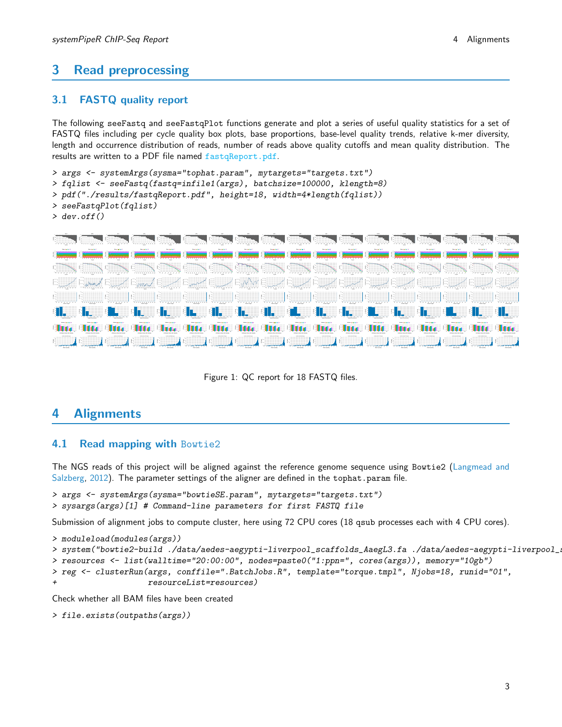# 3 Read preprocessing

## 3.1 FASTQ quality report

The following seeFastq and seeFastqPlot functions generate and plot a series of useful quality statistics for a set of FASTQ files including per cycle quality box plots, base proportions, base-level quality trends, relative k-mer diversity, length and occurrence distribution of reads, number of reads above quality cutoffs and mean quality distribution. The results are written to a PDF file named fastqReport.pdf.

```
> args <- systemArgs(sysma="tophat.param", mytargets="targets.txt")
> fqlist <- seeFastq(fastq=infile1(args), batchsize=100000, klength=8)
> pdf("./results/fastqReport.pdf", height=18, width=4*length(fqlist))
> seeFastqPlot(fqlist)
> dev.off()
```

Figure 1: QC report for 18 FASTQ files.

# 4 Alignments

## 4.1 Read mapping with Bowtie2

The NGS reads of this project will be aligned against the reference genome sequence using Bowtie2 (Langmead and Salzberg, 2012). The parameter settings of the aligner are defined in the tophat.param file.

```
> args <- systemArgs(sysma="bowtieSE.param", mytargets="targets.txt")
> sysargs(args)[1] # Command-line parameters for first FASTQ file
```

Submission of alignment jobs to compute cluster, here using 72 CPU cores (18 qsub processes each with 4 CPU cores).

```
> moduleload(modules(args))
> system("bowtie2-build ./data/aedes-aegypti-liverpool_scaffolds_AaegL3.fa ./data/aedes-aegypti-liverpool_s
> resources <- list(walltime="20:00:00", nodes=paste0("1:ppn=", cores(args)), memory="10gb")
> reg <- clusterRun(args, conffile=".BatchJobs.R", template="torque.tmpl", Njobs=18, runid="01",
+                   resourceList=resources)
```

Check whether all BAM files have been created

```
> file.exists(outpaths(args))
```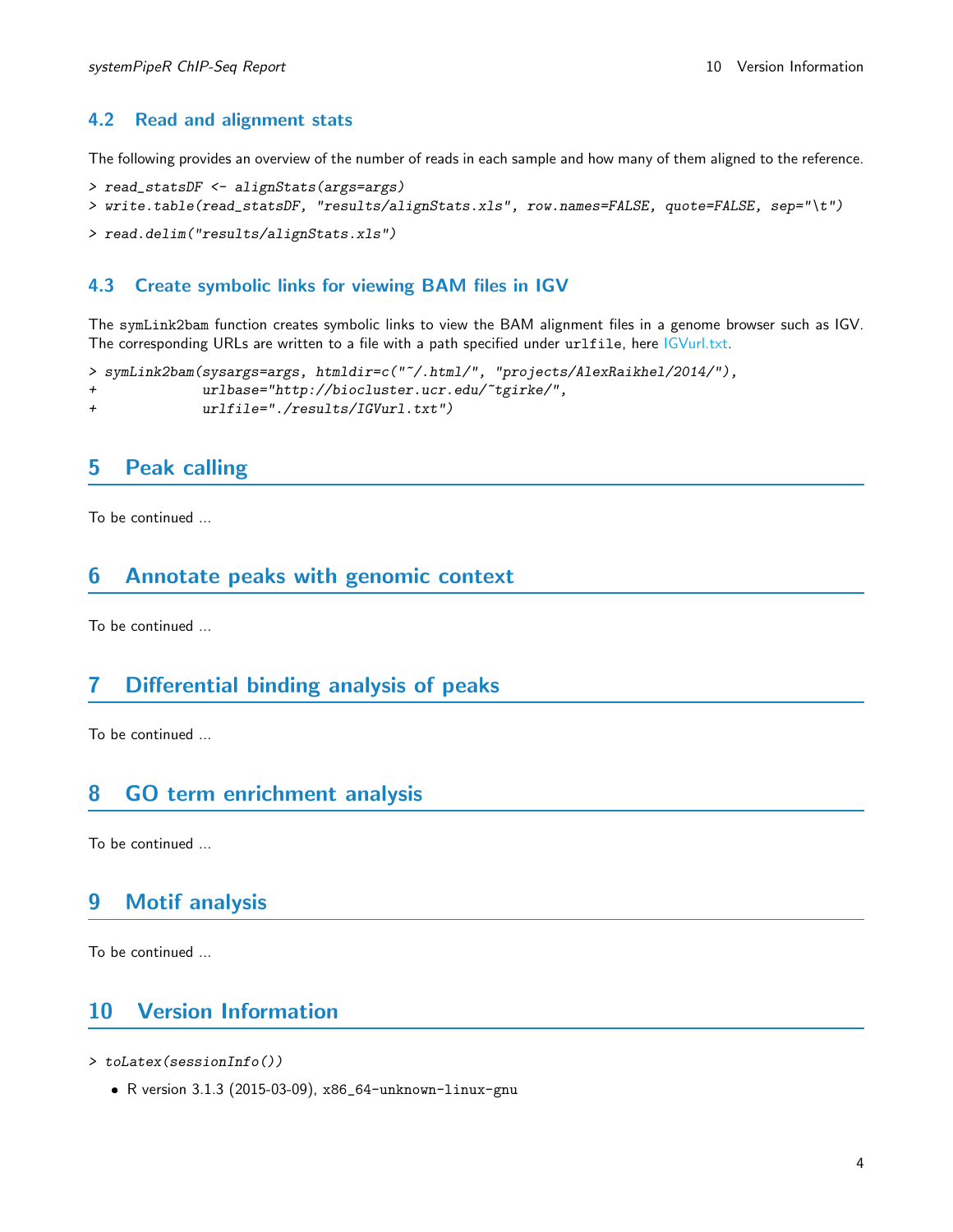### 4.2 Read and alignment stats

The following provides an overview of the number of reads in each sample and how many of them aligned to the reference.

```
> read_statsDF <- alignStats(args=args)
> write.table(read_statsDF, "results/alignStats.xls", row.names=FALSE, quote=FALSE, sep="\t")
```

```
> read.delim("results/alignStats.xls")
```

### 4.3 Create symbolic links for viewing BAM files in IGV

The symLink2bam function creates symbolic links to view the BAM alignment files in a genome browser such as IGV. The corresponding URLs are written to a file with a path specified under urlfile, here IGVurl.txt.

```
> symLink2bam(sysargs=args, htmldir=c("~/.html/", "projects/AlexRaikhel/2014/"),
+             urlbase="http://biocluster.ucr.edu/~tgirke/",
+             urlfile="./results/IGVurl.txt")
```

## 5 Peak calling

To be continued ...

## 6 Annotate peaks with genomic context

To be continued ...

## 7 Differential binding analysis of peaks

To be continued ...

## 8 GO term enrichment analysis

To be continued ...

## 9 Motif analysis

To be continued ...

## 10 Version Information

```
> toLatex(sessionInfo())
```

- R version 3.1.3 (2015-03-09), x86_64-unknown-linux-gnu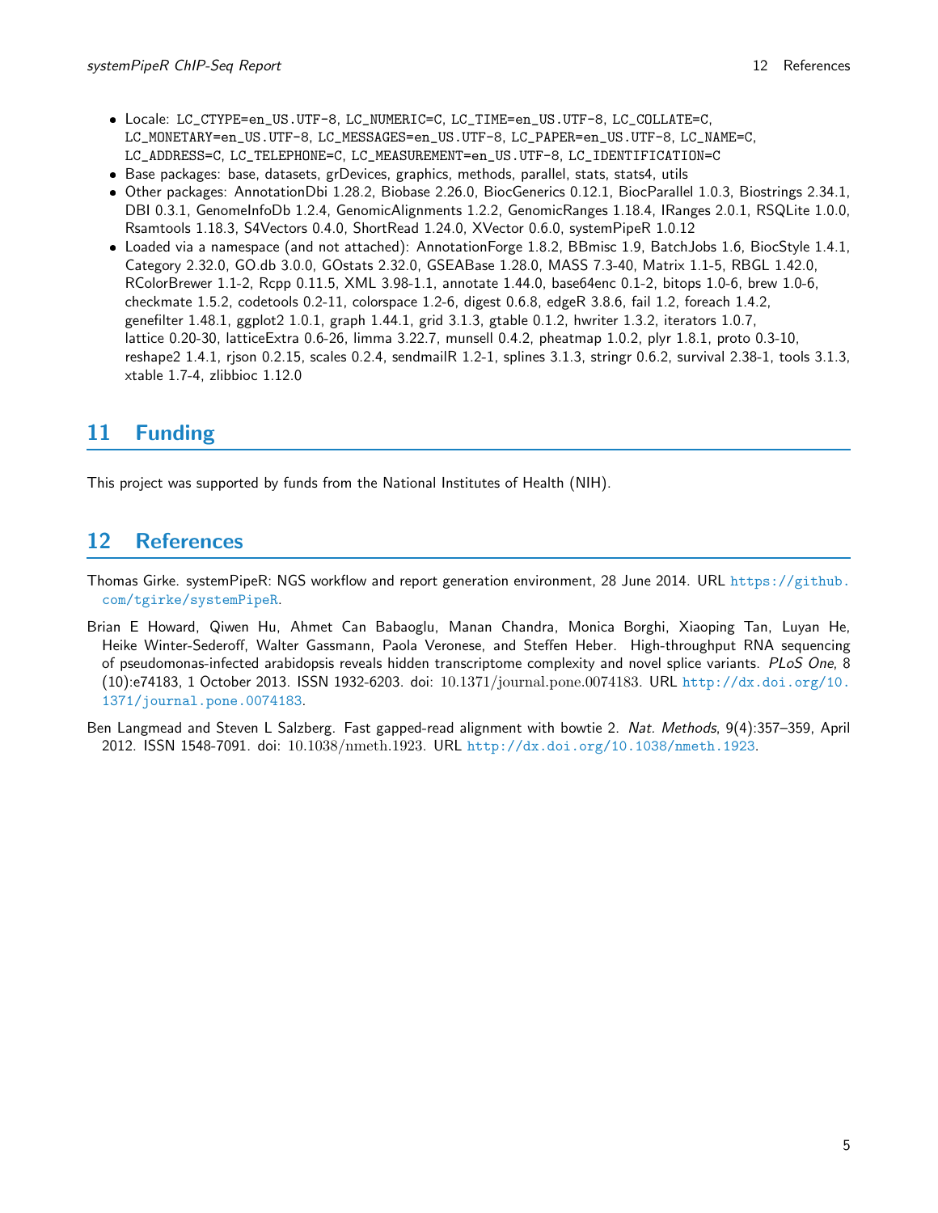- Locale: LC_CTYPE=en_US.UTF-8, LC_NUMERIC=C, LC_TIME=en_US.UTF-8, LC_COLLATE=C, LC_MONETARY=en_US.UTF-8, LC_MESSAGES=en_US.UTF-8, LC_PAPER=en_US.UTF-8, LC_NAME=C, LC_ADDRESS=C, LC_TELEPHONE=C, LC_MEASUREMENT=en_US.UTF-8, LC_IDENTIFICATION=C
- Base packages: base, datasets, grDevices, graphics, methods, parallel, stats, stats4, utils
- Other packages: AnnotationDbi 1.28.2, Biobase 2.26.0, BiocGenerics 0.12.1, BiocParallel 1.0.3, Biostrings 2.34.1, DBI 0.3.1, GenomeInfoDb 1.2.4, GenomicAlignments 1.2.2, GenomicRanges 1.18.4, IRanges 2.0.1, RSQLite 1.0.0, Rsamtools 1.18.3, S4Vectors 0.4.0, ShortRead 1.24.0, XVector 0.6.0, systemPipeR 1.0.12
- Loaded via a namespace (and not attached): AnnotationForge 1.8.2, BBmisc 1.9, BatchJobs 1.6, BiocStyle 1.4.1, Category 2.32.0, GO.db 3.0.0, GOstats 2.32.0, GSEABase 1.28.0, MASS 7.3-40, Matrix 1.1-5, RBGL 1.42.0, RColorBrewer 1.1-2, Rcpp 0.11.5, XML 3.98-1.1, annotate 1.44.0, base64enc 0.1-2, bitops 1.0-6, brew 1.0-6, checkmate 1.5.2, codetools 0.2-11, colorspace 1.2-6, digest 0.6.8, edgeR 3.8.6, fail 1.2, foreach 1.4.2, genefilter 1.48.1, ggplot2 1.0.1, graph 1.44.1, grid 3.1.3, gtable 0.1.2, hwriter 1.3.2, iterators 1.0.7, lattice 0.20-30, latticeExtra 0.6-26, limma 3.22.7, munsell 0.4.2, pheatmap 1.0.2, plyr 1.8.1, proto 0.3-10, reshape2 1.4.1, rjson 0.2.15, scales 0.2.4, sendmailR 1.2-1, splines 3.1.3, stringr 0.6.2, survival 2.38-1, tools 3.1.3, xtable 1.7-4, zlibbioc 1.12.0

## 11 Funding

This project was supported by funds from the National Institutes of Health (NIH).

## 12 References

Thomas Girke. systemPipeR: NGS workflow and report generation environment, 28 June 2014. URL https://github.com/tgirke/systemPipeR.

Brian E Howard, Qiwen Hu, Ahmet Can Babaoglu, Manan Chandra, Monica Borghi, Xiaoping Tan, Luyan He, Heike Winter-Sederoff, Walter Gassmann, Paola Veronese, and Steffen Heber. High-throughput RNA sequencing of pseudomonas-infected arabidopsis reveals hidden transcriptome complexity and novel splice variants. *PLoS One*, 8 (10):e74183, 1 October 2013. ISSN 1932-6203. doi: 10.1371/journal.pone.0074183. URL http://dx.doi.org/10.1371/journal.pone.0074183.

Ben Langmead and Steven L Salzberg. Fast gapped-read alignment with bowtie 2. *Nat. Methods*, 9(4):357–359, April 2012. ISSN 1548-7091. doi: 10.1038/nmeth.1923. URL http://dx.doi.org/10.1038/nmeth.1923.